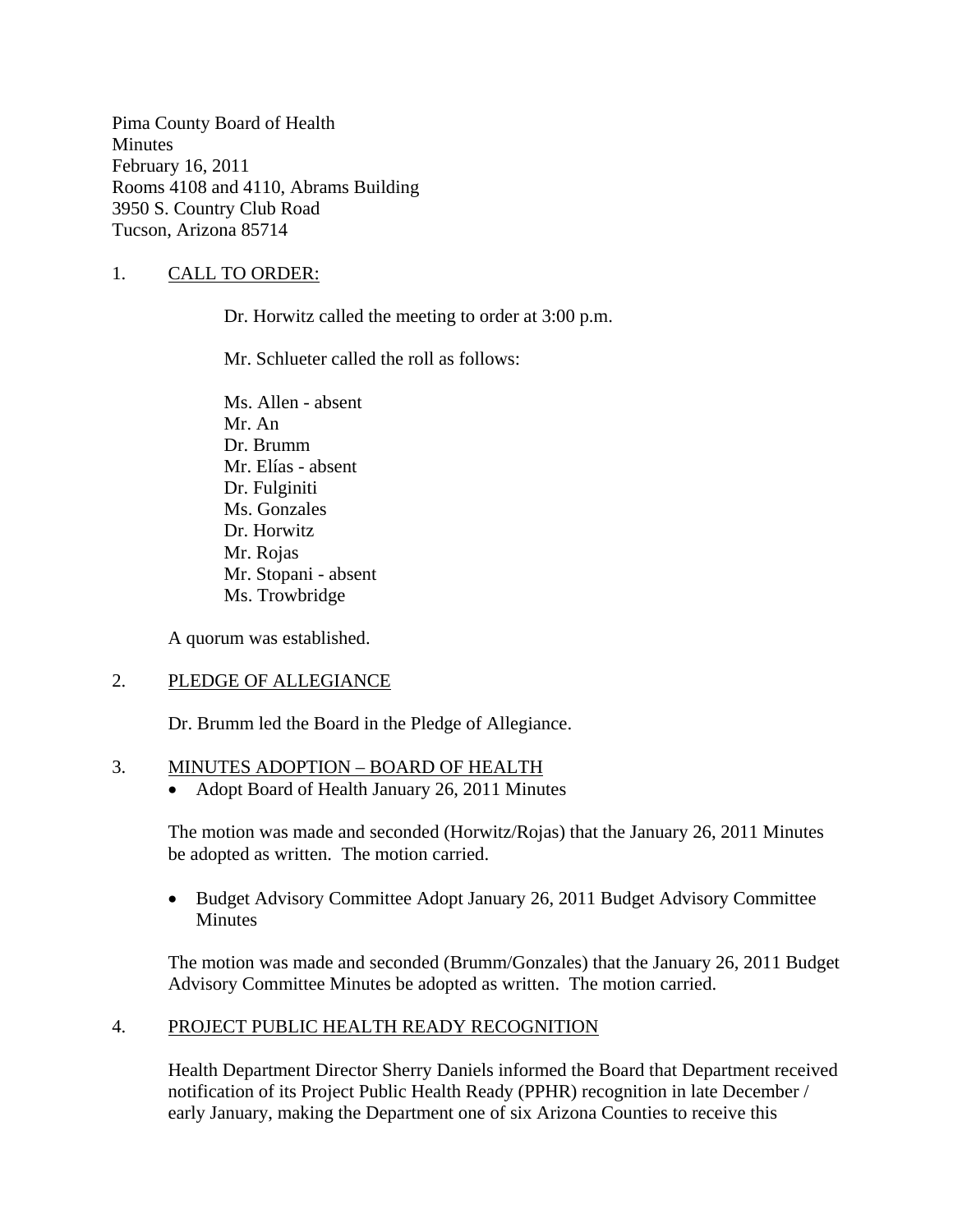Pima County Board of Health
Minutes
February 16, 2011
Rooms 4108 and 4110, Abrams Building
3950 S. Country Club Road
Tucson, Arizona 85714

## 1. CALL TO ORDER:

Dr. Horwitz called the meeting to order at 3:00 p.m.

Mr. Schlueter called the roll as follows:

Ms. Allen - absent
Mr. An
Dr. Brumm
Mr. Elías - absent
Dr. Fulginiti
Ms. Gonzales
Dr. Horwitz
Mr. Rojas
Mr. Stopani - absent
Ms. Trowbridge

A quorum was established.

## 2. PLEDGE OF ALLEGIANCE

Dr. Brumm led the Board in the Pledge of Allegiance.

## 3. MINUTES ADOPTION – BOARD OF HEALTH

- Adopt Board of Health January 26, 2011 Minutes

The motion was made and seconded (Horwitz/Rojas) that the January 26, 2011 Minutes be adopted as written. The motion carried.

- Budget Advisory Committee Adopt January 26, 2011 Budget Advisory Committee Minutes

The motion was made and seconded (Brumm/Gonzales) that the January 26, 2011 Budget Advisory Committee Minutes be adopted as written. The motion carried.

## 4. PROJECT PUBLIC HEALTH READY RECOGNITION

Health Department Director Sherry Daniels informed the Board that Department received notification of its Project Public Health Ready (PPHR) recognition in late December / early January, making the Department one of six Arizona Counties to receive this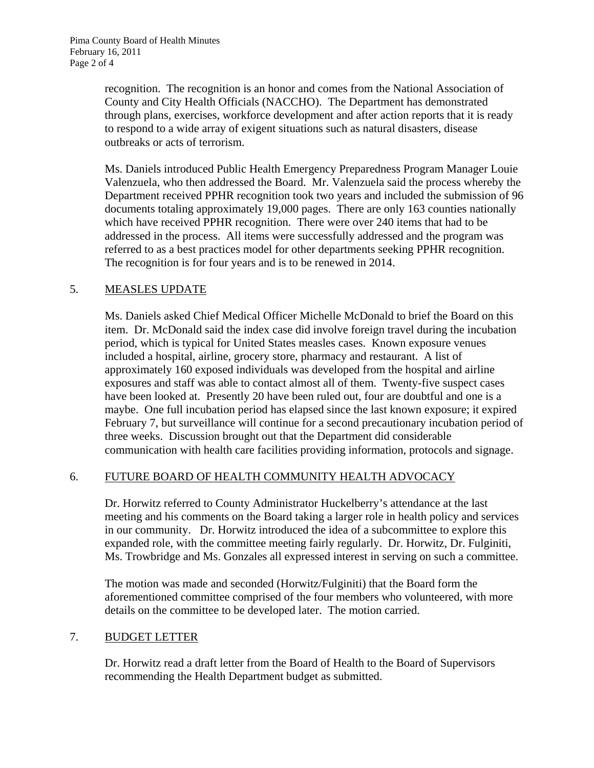recognition. The recognition is an honor and comes from the National Association of County and City Health Officials (NACCHO). The Department has demonstrated through plans, exercises, workforce development and after action reports that it is ready to respond to a wide array of exigent situations such as natural disasters, disease outbreaks or acts of terrorism.

Ms. Daniels introduced Public Health Emergency Preparedness Program Manager Louie Valenzuela, who then addressed the Board. Mr. Valenzuela said the process whereby the Department received PPHR recognition took two years and included the submission of 96 documents totaling approximately 19,000 pages. There are only 163 counties nationally which have received PPHR recognition. There were over 240 items that had to be addressed in the process. All items were successfully addressed and the program was referred to as a best practices model for other departments seeking PPHR recognition. The recognition is for four years and is to be renewed in 2014.

5. MEASLES UPDATE

Ms. Daniels asked Chief Medical Officer Michelle McDonald to brief the Board on this item. Dr. McDonald said the index case did involve foreign travel during the incubation period, which is typical for United States measles cases. Known exposure venues included a hospital, airline, grocery store, pharmacy and restaurant. A list of approximately 160 exposed individuals was developed from the hospital and airline exposures and staff was able to contact almost all of them. Twenty-five suspect cases have been looked at. Presently 20 have been ruled out, four are doubtful and one is a maybe. One full incubation period has elapsed since the last known exposure; it expired February 7, but surveillance will continue for a second precautionary incubation period of three weeks. Discussion brought out that the Department did considerable communication with health care facilities providing information, protocols and signage.

6. FUTURE BOARD OF HEALTH COMMUNITY HEALTH ADVOCACY

Dr. Horwitz referred to County Administrator Huckelberry's attendance at the last meeting and his comments on the Board taking a larger role in health policy and services in our community. Dr. Horwitz introduced the idea of a subcommittee to explore this expanded role, with the committee meeting fairly regularly. Dr. Horwitz, Dr. Fulginiti, Ms. Trowbridge and Ms. Gonzales all expressed interest in serving on such a committee.

The motion was made and seconded (Horwitz/Fulginiti) that the Board form the aforementioned committee comprised of the four members who volunteered, with more details on the committee to be developed later. The motion carried.

7. BUDGET LETTER

Dr. Horwitz read a draft letter from the Board of Health to the Board of Supervisors recommending the Health Department budget as submitted.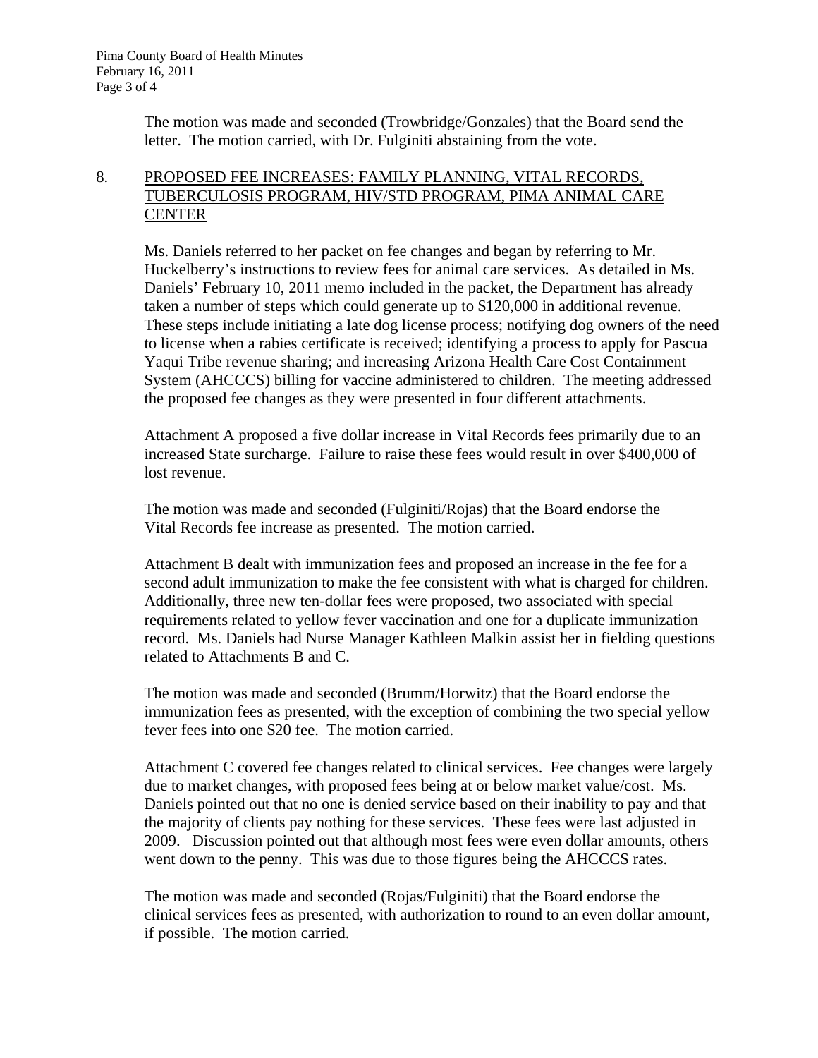The motion was made and seconded (Trowbridge/Gonzales) that the Board send the letter. The motion carried, with Dr. Fulginiti abstaining from the vote.

8. PROPOSED FEE INCREASES: FAMILY PLANNING, VITAL RECORDS, TUBERCULOSIS PROGRAM, HIV/STD PROGRAM, PIMA ANIMAL CARE CENTER

Ms. Daniels referred to her packet on fee changes and began by referring to Mr. Huckelberry's instructions to review fees for animal care services. As detailed in Ms. Daniels' February 10, 2011 memo included in the packet, the Department has already taken a number of steps which could generate up to $120,000 in additional revenue. These steps include initiating a late dog license process; notifying dog owners of the need to license when a rabies certificate is received; identifying a process to apply for Pascua Yaqui Tribe revenue sharing; and increasing Arizona Health Care Cost Containment System (AHCCCS) billing for vaccine administered to children. The meeting addressed the proposed fee changes as they were presented in four different attachments.

Attachment A proposed a five dollar increase in Vital Records fees primarily due to an increased State surcharge. Failure to raise these fees would result in over $400,000 of lost revenue.

The motion was made and seconded (Fulginiti/Rojas) that the Board endorse the Vital Records fee increase as presented. The motion carried.

Attachment B dealt with immunization fees and proposed an increase in the fee for a second adult immunization to make the fee consistent with what is charged for children. Additionally, three new ten-dollar fees were proposed, two associated with special requirements related to yellow fever vaccination and one for a duplicate immunization record. Ms. Daniels had Nurse Manager Kathleen Malkin assist her in fielding questions related to Attachments B and C.

The motion was made and seconded (Brumm/Horwitz) that the Board endorse the immunization fees as presented, with the exception of combining the two special yellow fever fees into one $20 fee. The motion carried.

Attachment C covered fee changes related to clinical services. Fee changes were largely due to market changes, with proposed fees being at or below market value/cost. Ms. Daniels pointed out that no one is denied service based on their inability to pay and that the majority of clients pay nothing for these services. These fees were last adjusted in 2009. Discussion pointed out that although most fees were even dollar amounts, others went down to the penny. This was due to those figures being the AHCCCS rates.

The motion was made and seconded (Rojas/Fulginiti) that the Board endorse the clinical services fees as presented, with authorization to round to an even dollar amount, if possible. The motion carried.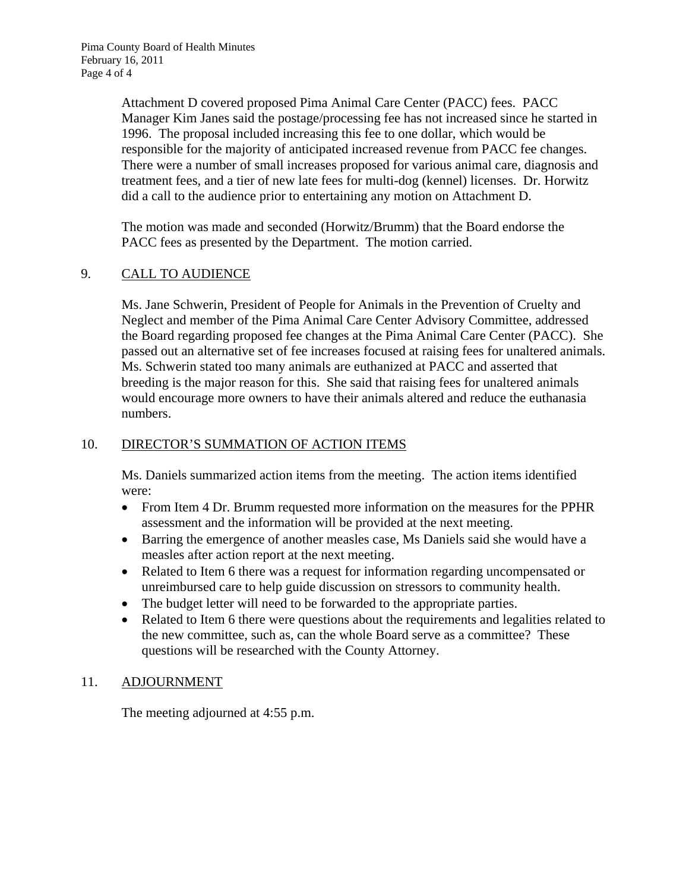Attachment D covered proposed Pima Animal Care Center (PACC) fees. PACC Manager Kim Janes said the postage/processing fee has not increased since he started in 1996. The proposal included increasing this fee to one dollar, which would be responsible for the majority of anticipated increased revenue from PACC fee changes. There were a number of small increases proposed for various animal care, diagnosis and treatment fees, and a tier of new late fees for multi-dog (kennel) licenses. Dr. Horwitz did a call to the audience prior to entertaining any motion on Attachment D.

The motion was made and seconded (Horwitz/Brumm) that the Board endorse the PACC fees as presented by the Department. The motion carried.

9. CALL TO AUDIENCE

Ms. Jane Schwerin, President of People for Animals in the Prevention of Cruelty and Neglect and member of the Pima Animal Care Center Advisory Committee, addressed the Board regarding proposed fee changes at the Pima Animal Care Center (PACC). She passed out an alternative set of fee increases focused at raising fees for unaltered animals. Ms. Schwerin stated too many animals are euthanized at PACC and asserted that breeding is the major reason for this. She said that raising fees for unaltered animals would encourage more owners to have their animals altered and reduce the euthanasia numbers.

10. DIRECTOR'S SUMMATION OF ACTION ITEMS

Ms. Daniels summarized action items from the meeting. The action items identified were:

- From Item 4 Dr. Brumm requested more information on the measures for the PPHR assessment and the information will be provided at the next meeting.
- Barring the emergence of another measles case, Ms Daniels said she would have a measles after action report at the next meeting.
- Related to Item 6 there was a request for information regarding uncompensated or unreimbursed care to help guide discussion on stressors to community health.
- The budget letter will need to be forwarded to the appropriate parties.
- Related to Item 6 there were questions about the requirements and legalities related to the new committee, such as, can the whole Board serve as a committee? These questions will be researched with the County Attorney.

11. ADJOURNMENT

The meeting adjourned at 4:55 p.m.